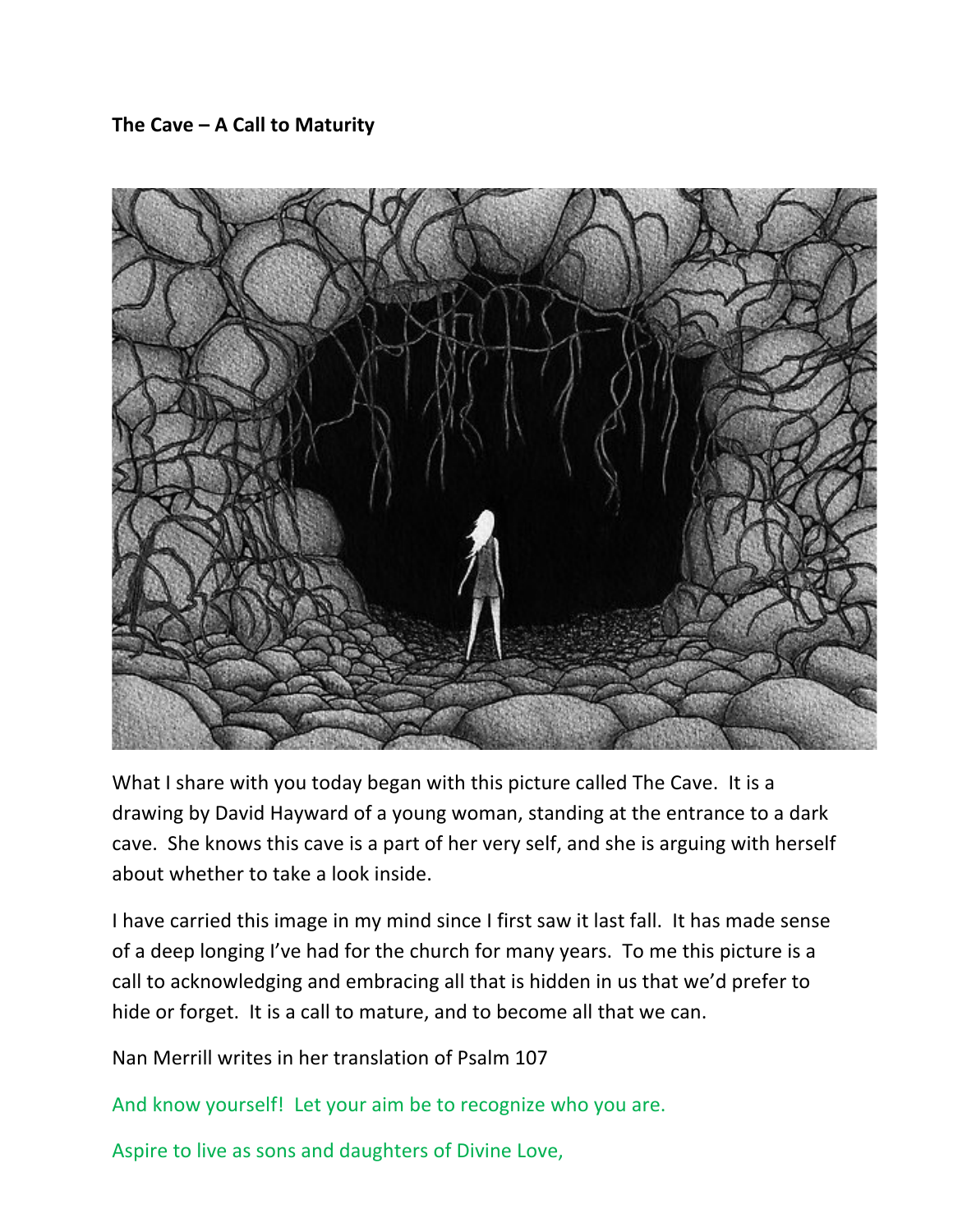**The Cave – A Call to Maturity**

What I share with you today began with this picture called The Cave. It is a drawing by David Hayward of a young woman, standing at the entrance to a dark cave. She knows this cave is a part of her very self, and she is arguing with herself about whether to take a look inside.

I have carried this image in my mind since I first saw it last fall. It has made sense of a deep longing I've had for the church for many years. To me this picture is a call to acknowledging and embracing all that is hidden in us that we'd prefer to hide or forget. It is a call to mature, and to become all that we can.

Nan Merrill writes in her translation of Psalm 107

And know yourself! Let your aim be to recognize who you are.

Aspire to live as sons and daughters of Divine Love,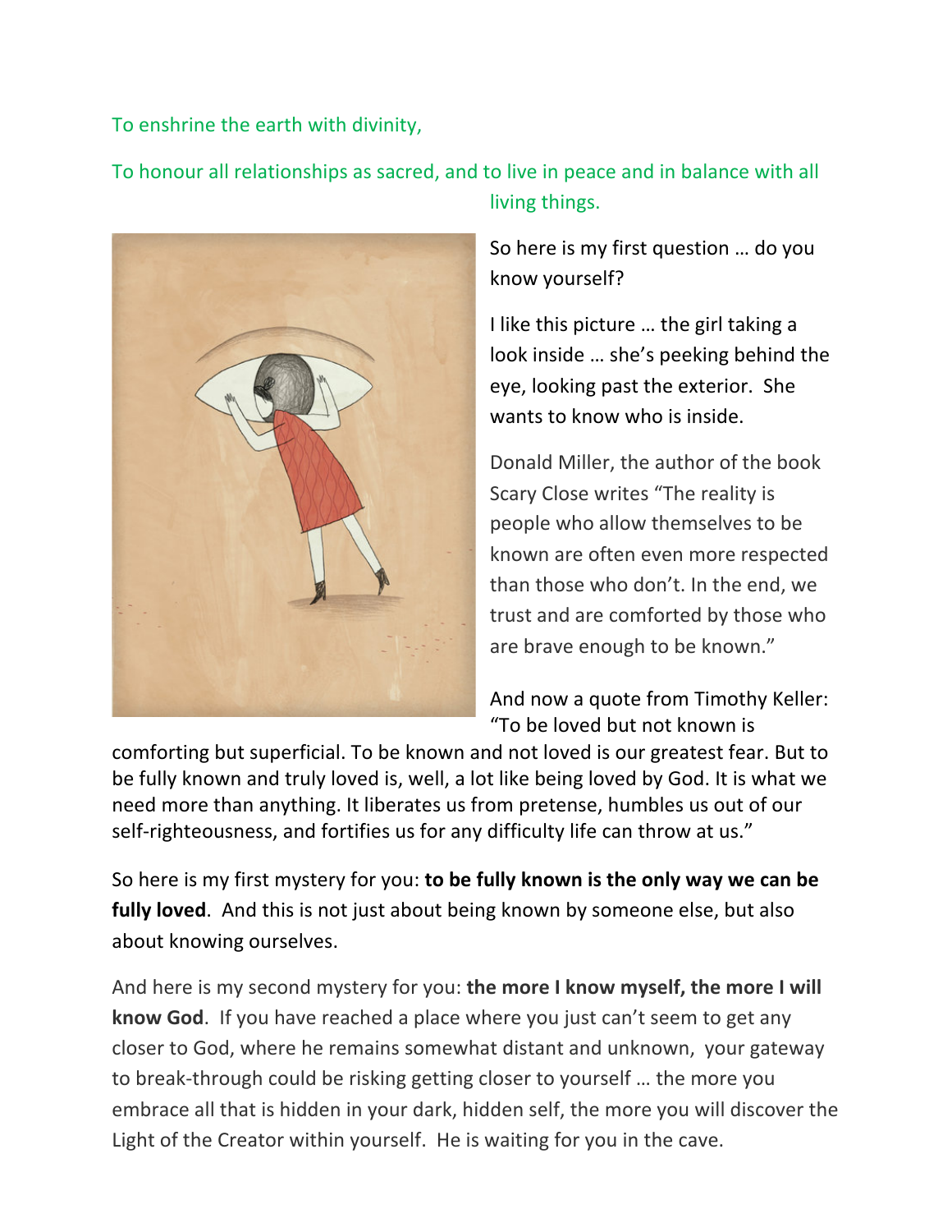To enshrine the earth with divinity,

To honour all relationships as sacred, and to live in peace and in balance with all living things.

So here is my first question … do you know yourself?

I like this picture … the girl taking a look inside … she's peeking behind the eye, looking past the exterior. She wants to know who is inside.

Donald Miller, the author of the book Scary Close writes "The reality is people who allow themselves to be known are often even more respected than those who don't. In the end, we trust and are comforted by those who are brave enough to be known."

And now a quote from Timothy Keller: "To be loved but not known is comforting but superficial. To be known and not loved is our greatest fear. But to be fully known and truly loved is, well, a lot like being loved by God. It is what we need more than anything. It liberates us from pretense, humbles us out of our self-righteousness, and fortifies us for any difficulty life can throw at us."

So here is my first mystery for you: **to be fully known is the only way we can be fully loved**. And this is not just about being known by someone else, but also about knowing ourselves.

And here is my second mystery for you: **the more I know myself, the more I will know God**. If you have reached a place where you just can't seem to get any closer to God, where he remains somewhat distant and unknown, your gateway to break-through could be risking getting closer to yourself … the more you embrace all that is hidden in your dark, hidden self, the more you will discover the Light of the Creator within yourself. He is waiting for you in the cave.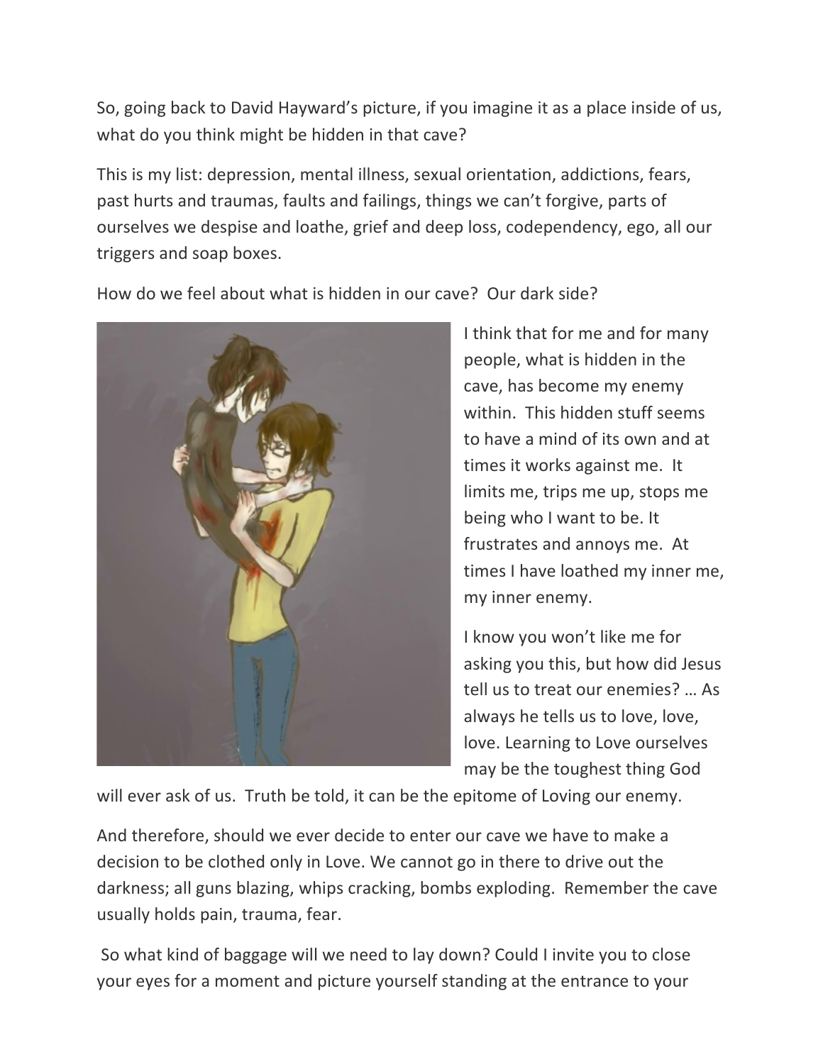So, going back to David Hayward's picture, if you imagine it as a place inside of us, what do you think might be hidden in that cave?

This is my list: depression, mental illness, sexual orientation, addictions, fears, past hurts and traumas, faults and failings, things we can't forgive, parts of ourselves we despise and loathe, grief and deep loss, codependency, ego, all our triggers and soap boxes.

How do we feel about what is hidden in our cave? Our dark side?

I think that for me and for many people, what is hidden in the cave, has become my enemy within. This hidden stuff seems to have a mind of its own and at times it works against me. It limits me, trips me up, stops me being who I want to be. It frustrates and annoys me. At times I have loathed my inner me, my inner enemy.

I know you won't like me for asking you this, but how did Jesus tell us to treat our enemies? … As always he tells us to love, love, love. Learning to Love ourselves may be the toughest thing God will ever ask of us. Truth be told, it can be the epitome of Loving our enemy.

And therefore, should we ever decide to enter our cave we have to make a decision to be clothed only in Love. We cannot go in there to drive out the darkness; all guns blazing, whips cracking, bombs exploding. Remember the cave usually holds pain, trauma, fear.

So what kind of baggage will we need to lay down? Could I invite you to close your eyes for a moment and picture yourself standing at the entrance to your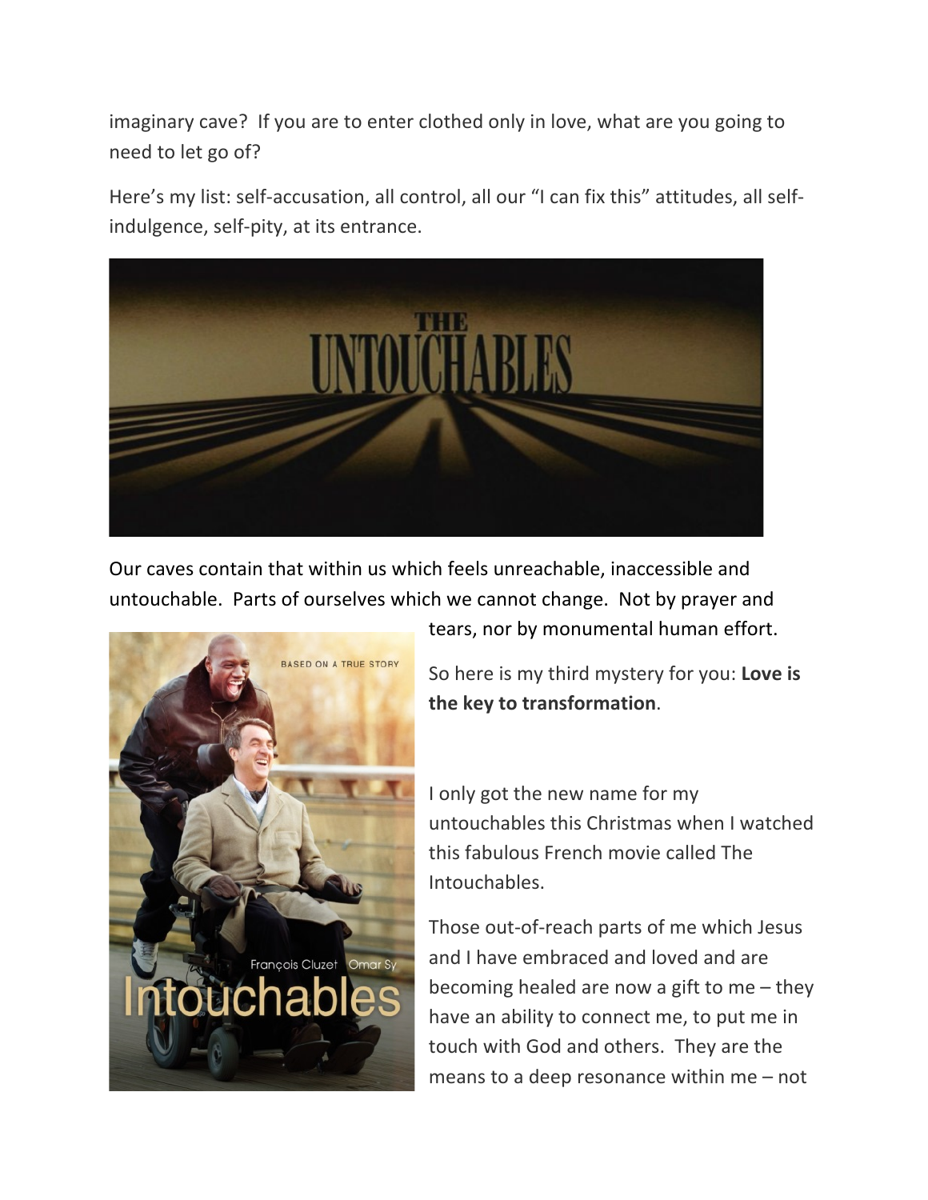imaginary cave? If you are to enter clothed only in love, what are you going to need to let go of?

Here's my list: self-accusation, all control, all our "I can fix this" attitudes, all self-indulgence, self-pity, at its entrance.

Our caves contain that within us which feels unreachable, inaccessible and untouchable. Parts of ourselves which we cannot change. Not by prayer and tears, nor by monumental human effort.

So here is my third mystery for you: **Love is the key to transformation**.

I only got the new name for my untouchables this Christmas when I watched this fabulous French movie called The Intouchables.

Those out-of-reach parts of me which Jesus and I have embraced and loved and are becoming healed are now a gift to me – they have an ability to connect me, to put me in touch with God and others. They are the means to a deep resonance within me – not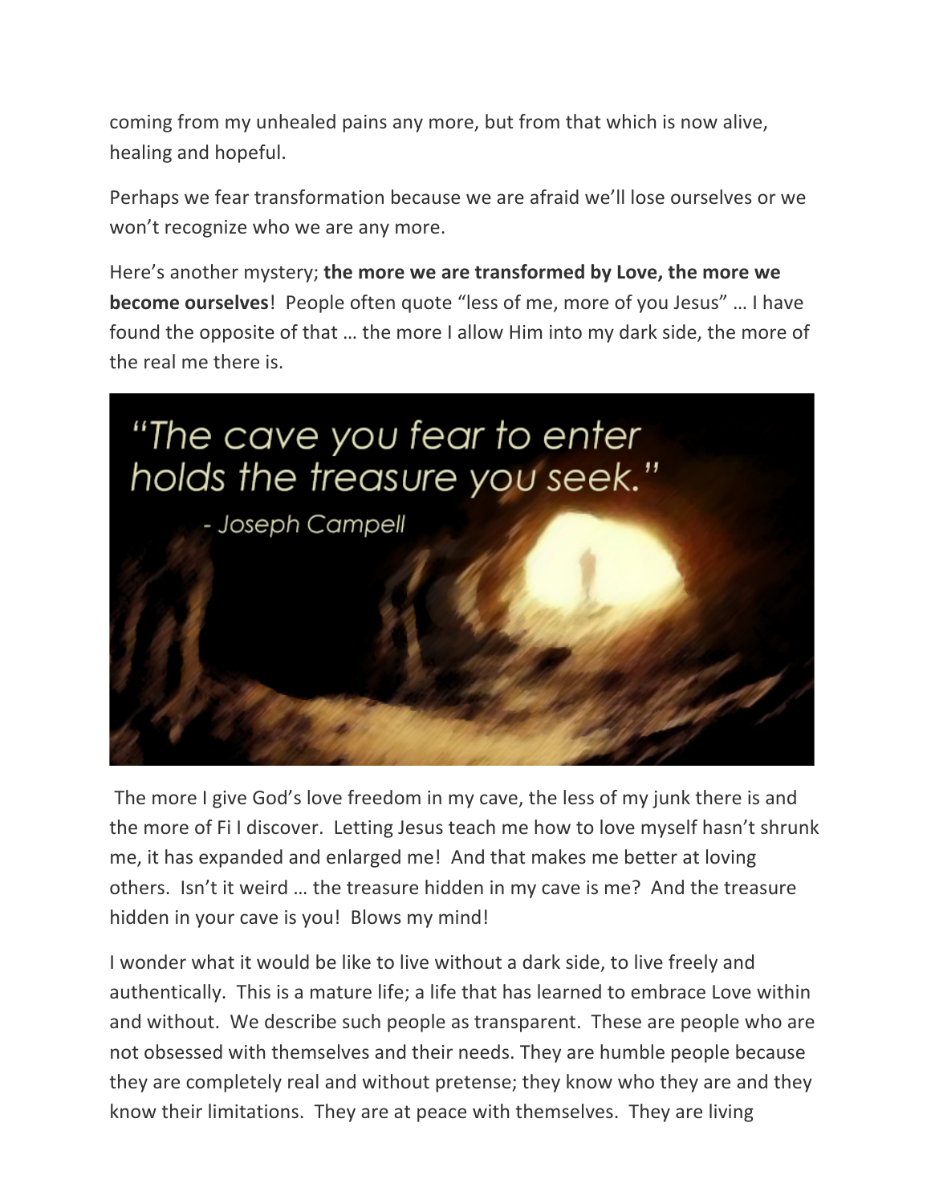coming from my unhealed pains any more, but from that which is now alive, healing and hopeful.

Perhaps we fear transformation because we are afraid we'll lose ourselves or we won't recognize who we are any more.

Here's another mystery; **the more we are transformed by Love, the more we become ourselves**! People often quote "less of me, more of you Jesus" … I have found the opposite of that … the more I allow Him into my dark side, the more of the real me there is.

> "The cave you fear to enter holds the treasure you seek."
> \- Joseph Campell

The more I give God's love freedom in my cave, the less of my junk there is and the more of Fi I discover. Letting Jesus teach me how to love myself hasn't shrunk me, it has expanded and enlarged me! And that makes me better at loving others. Isn't it weird … the treasure hidden in my cave is me? And the treasure hidden in your cave is you! Blows my mind!

I wonder what it would be like to live without a dark side, to live freely and authentically. This is a mature life; a life that has learned to embrace Love within and without. We describe such people as transparent. These are people who are not obsessed with themselves and their needs. They are humble people because they are completely real and without pretense; they know who they are and they know their limitations. They are at peace with themselves. They are living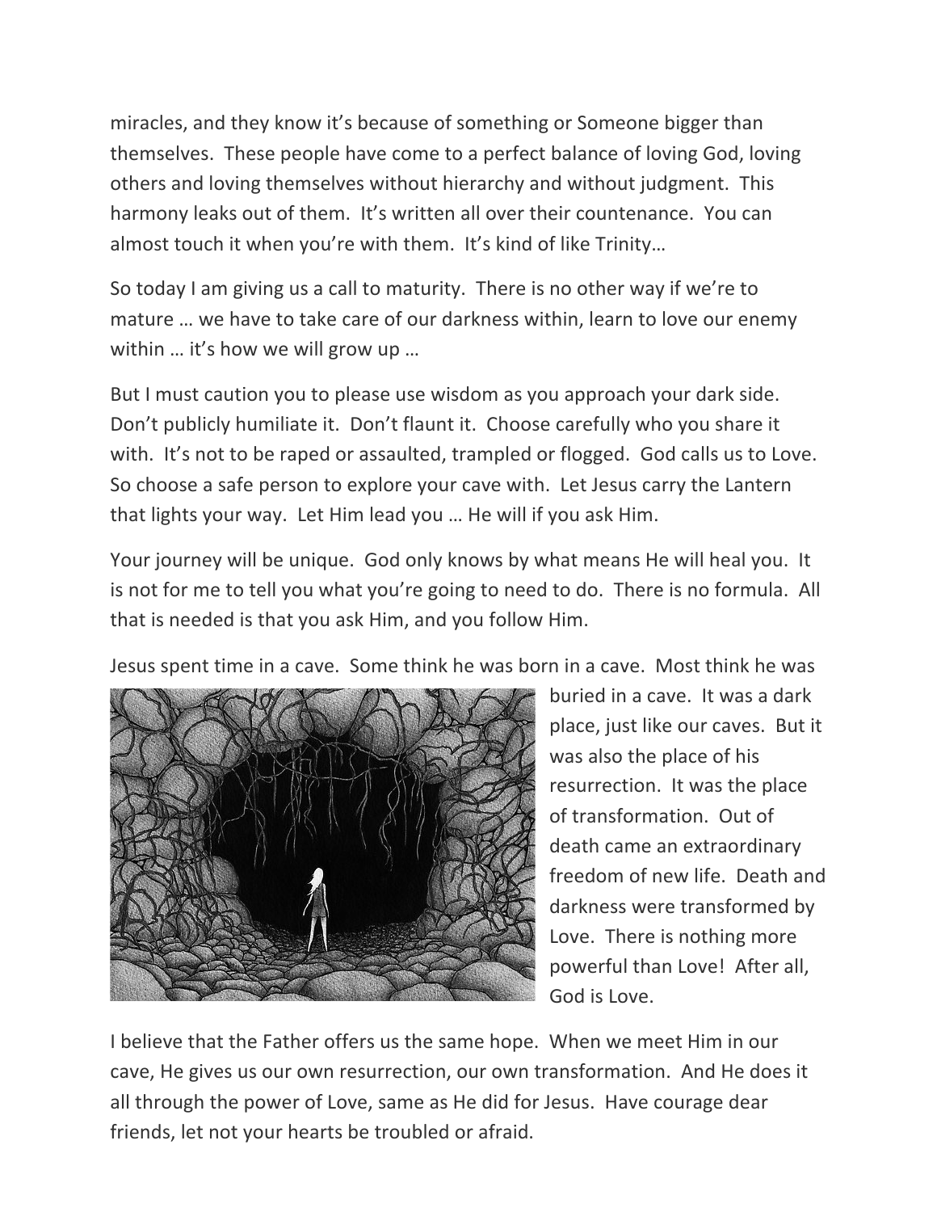miracles, and they know it's because of something or Someone bigger than themselves. These people have come to a perfect balance of loving God, loving others and loving themselves without hierarchy and without judgment. This harmony leaks out of them. It's written all over their countenance. You can almost touch it when you're with them. It's kind of like Trinity…

So today I am giving us a call to maturity. There is no other way if we're to mature … we have to take care of our darkness within, learn to love our enemy within … it's how we will grow up …

But I must caution you to please use wisdom as you approach your dark side. Don't publicly humiliate it. Don't flaunt it. Choose carefully who you share it with. It's not to be raped or assaulted, trampled or flogged. God calls us to Love. So choose a safe person to explore your cave with. Let Jesus carry the Lantern that lights your way. Let Him lead you … He will if you ask Him.

Your journey will be unique. God only knows by what means He will heal you. It is not for me to tell you what you're going to need to do. There is no formula. All that is needed is that you ask Him, and you follow Him.

Jesus spent time in a cave. Some think he was born in a cave. Most think he was buried in a cave. It was a dark place, just like our caves. But it was also the place of his resurrection. It was the place of transformation. Out of death came an extraordinary freedom of new life. Death and darkness were transformed by Love. There is nothing more powerful than Love! After all, God is Love.

I believe that the Father offers us the same hope. When we meet Him in our cave, He gives us our own resurrection, our own transformation. And He does it all through the power of Love, same as He did for Jesus. Have courage dear friends, let not your hearts be troubled or afraid.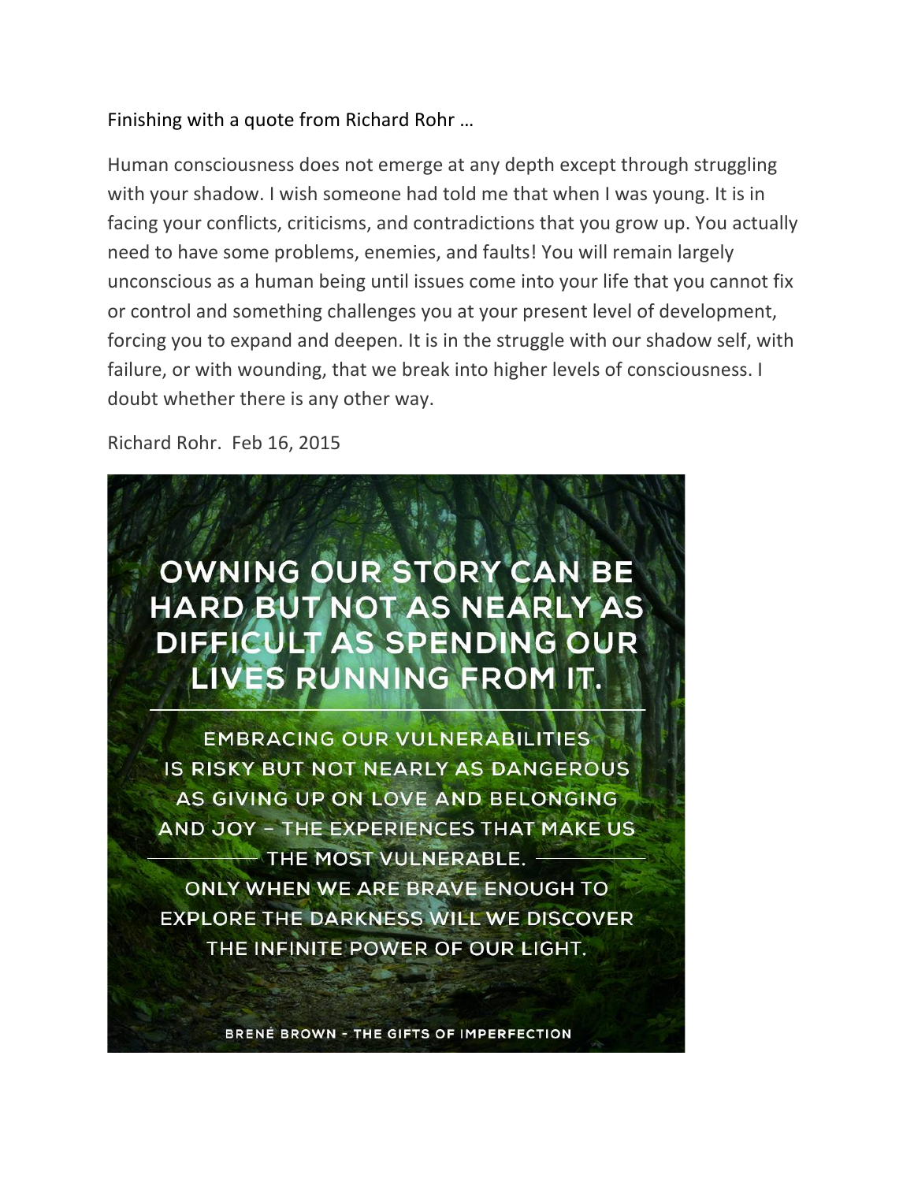Finishing with a quote from Richard Rohr …

Human consciousness does not emerge at any depth except through struggling with your shadow. I wish someone had told me that when I was young. It is in facing your conflicts, criticisms, and contradictions that you grow up. You actually need to have some problems, enemies, and faults! You will remain largely unconscious as a human being until issues come into your life that you cannot fix or control and something challenges you at your present level of development, forcing you to expand and deepen. It is in the struggle with our shadow self, with failure, or with wounding, that we break into higher levels of consciousness. I doubt whether there is any other way.

Richard Rohr. Feb 16, 2015

OWNING OUR STORY CAN BE HARD BUT NOT AS NEARLY AS DIFFICULT AS SPENDING OUR LIVES RUNNING FROM IT.

EMBRACING OUR VULNERABILITIES IS RISKY BUT NOT NEARLY AS DANGEROUS AS GIVING UP ON LOVE AND BELONGING AND JOY – THE EXPERIENCES THAT MAKE US THE MOST VULNERABLE.

ONLY WHEN WE ARE BRAVE ENOUGH TO EXPLORE THE DARKNESS WILL WE DISCOVER THE INFINITE POWER OF OUR LIGHT.

BRENÉ BROWN - THE GIFTS OF IMPERFECTION